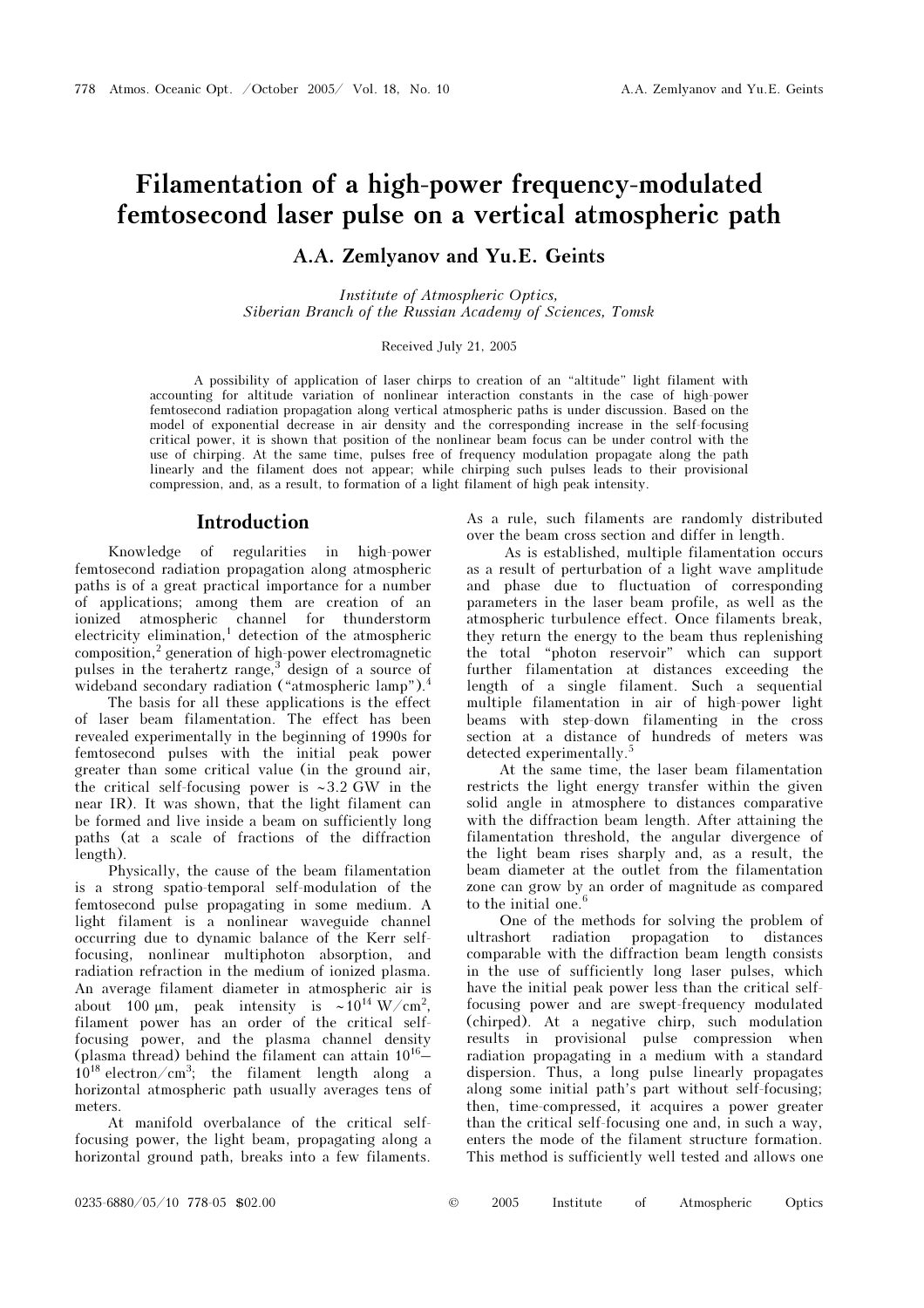// Filamentation of a high-power frequency-modulated femtosecond laser pulse on a vertical atmospheric path

**A.A. Zemlyanov and Yu.E. Geints**

*Institute of Atmospheric Optics,*
*Siberian Branch of the Russian Academy of Sciences, Tomsk*

Received July 21, 2005

A possibility of application of laser chirps to creation of an "altitude" light filament with accounting for altitude variation of nonlinear interaction constants in the case of high-power femtosecond radiation propagation along vertical atmospheric paths is under discussion. Based on the model of exponential decrease in air density and the corresponding increase in the self-focusing critical power, it is shown that position of the nonlinear beam focus can be under control with the use of chirping. At the same time, pulses free of frequency modulation propagate along the path linearly and the filament does not appear; while chirping such pulses leads to their provisional compression, and, as a result, to formation of a light filament of high peak intensity.

## Introduction

Knowledge of regularities in high-power femtosecond radiation propagation along atmospheric paths is of a great practical importance for a number of applications; among them are creation of an ionized atmospheric channel for thunderstorm electricity elimination,[1] detection of the atmospheric composition,[2] generation of high-power electromagnetic pulses in the terahertz range,[3] design of a source of wideband secondary radiation ("atmospheric lamp").[4]

The basis for all these applications is the effect of laser beam filamentation. The effect has been revealed experimentally in the beginning of 1990s for femtosecond pulses with the initial peak power greater than some critical value (in the ground air, the critical self-focusing power is ~3.2 GW in the near IR). It was shown, that the light filament can be formed and live inside a beam on sufficiently long paths (at a scale of fractions of the diffraction length).

Physically, the cause of the beam filamentation is a strong spatio-temporal self-modulation of the femtosecond pulse propagating in some medium. A light filament is a nonlinear waveguide channel occurring due to dynamic balance of the Kerr self-focusing, nonlinear multiphoton absorption, and radiation refraction in the medium of ionized plasma. An average filament diameter in atmospheric air is about 100 μm, peak intensity is $\sim 10^{14}$ W/cm$^2$, filament power has an order of the critical self-focusing power, and the plasma channel density (plasma thread) behind the filament can attain $10^{16}$–$10^{18}$ electron/cm$^3$; the filament length along a horizontal atmospheric path usually averages tens of meters.

At manifold overbalance of the critical self-focusing power, the light beam, propagating along a horizontal ground path, breaks into a few filaments. As a rule, such filaments are randomly distributed over the beam cross section and differ in length.

As is established, multiple filamentation occurs as a result of perturbation of a light wave amplitude and phase due to fluctuation of corresponding parameters in the laser beam profile, as well as the atmospheric turbulence effect. Once filaments break, they return the energy to the beam thus replenishing the total "photon reservoir" which can support further filamentation at distances exceeding the length of a single filament. Such a sequential multiple filamentation in air of high-power light beams with step-down filamenting in the cross section at a distance of hundreds of meters was detected experimentally.[5]

At the same time, the laser beam filamentation restricts the light energy transfer within the given solid angle in atmosphere to distances comparative with the diffraction beam length. After attaining the filamentation threshold, the angular divergence of the light beam rises sharply and, as a result, the beam diameter at the outlet from the filamentation zone can grow by an order of magnitude as compared to the initial one.[6]

One of the methods for solving the problem of ultrashort radiation propagation to distances comparable with the diffraction beam length consists in the use of sufficiently long laser pulses, which have the initial peak power less than the critical self-focusing power and are swept-frequency modulated (chirped). At a negative chirp, such modulation results in provisional pulse compression when radiation propagating in a medium with a standard dispersion. Thus, a long pulse linearly propagates along some initial path's part without self-focusing; then, time-compressed, it acquires a power greater than the critical self-focusing one and, in such a way, enters the mode of the filament structure formation. This method is sufficiently well tested and allows one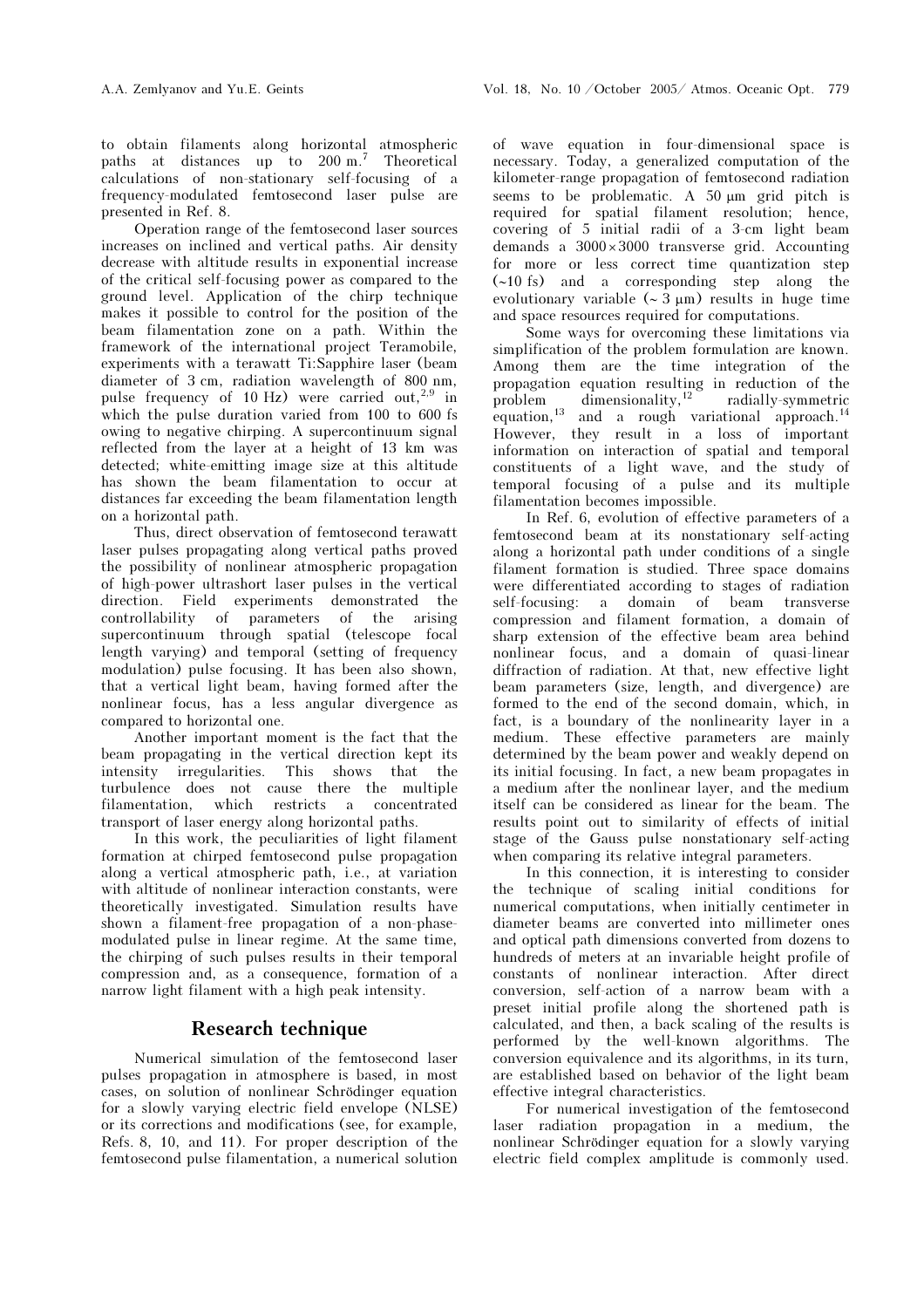to obtain filaments along horizontal atmospheric paths at distances up to 200 m.[7] Theoretical calculations of non-stationary self-focusing of a frequency-modulated femtosecond laser pulse are presented in Ref. 8.

Operation range of the femtosecond laser sources increases on inclined and vertical paths. Air density decrease with altitude results in exponential increase of the critical self-focusing power as compared to the ground level. Application of the chirp technique makes it possible to control for the position of the beam filamentation zone on a path. Within the framework of the international project Teramobile, experiments with a terawatt Ti:Sapphire laser (beam diameter of 3 cm, radiation wavelength of 800 nm, pulse frequency of 10 Hz) were carried out,[2,9] in which the pulse duration varied from 100 to 600 fs owing to negative chirping. A supercontinuum signal reflected from the layer at a height of 13 km was detected; white-emitting image size at this altitude has shown the beam filamentation to occur at distances far exceeding the beam filamentation length on a horizontal path.

Thus, direct observation of femtosecond terawatt laser pulses propagating along vertical paths proved the possibility of nonlinear atmospheric propagation of high-power ultrashort laser pulses in the vertical direction. Field experiments demonstrated the controllability of parameters of the arising supercontinuum through spatial (telescope focal length varying) and temporal (setting of frequency modulation) pulse focusing. It has been also shown, that a vertical light beam, having formed after the nonlinear focus, has a less angular divergence as compared to horizontal one.

Another important moment is the fact that the beam propagating in the vertical direction kept its intensity irregularities. This shows that the turbulence does not cause there the multiple filamentation, which restricts a concentrated transport of laser energy along horizontal paths.

In this work, the peculiarities of light filament formation at chirped femtosecond pulse propagation along a vertical atmospheric path, i.e., at variation with altitude of nonlinear interaction constants, were theoretically investigated. Simulation results have shown a filament-free propagation of a non-phase-modulated pulse in linear regime. At the same time, the chirping of such pulses results in their temporal compression and, as a consequence, formation of a narrow light filament with a high peak intensity.

## Research technique

Numerical simulation of the femtosecond laser pulses propagation in atmosphere is based, in most cases, on solution of nonlinear Schrödinger equation for a slowly varying electric field envelope (NLSE) or its corrections and modifications (see, for example, Refs. 8, 10, and 11). For proper description of the femtosecond pulse filamentation, a numerical solution of wave equation in four-dimensional space is necessary. Today, a generalized computation of the kilometer-range propagation of femtosecond radiation seems to be problematic. A 50 μm grid pitch is required for spatial filament resolution; hence, covering of 5 initial radii of a 3-cm light beam demands a $3000 \times 3000$ transverse grid. Accounting for more or less correct time quantization step (~10 fs) and a corresponding step along the evolutionary variable (~ 3 μm) results in huge time and space resources required for computations.

Some ways for overcoming these limitations via simplification of the problem formulation are known. Among them are the time integration of the propagation equation resulting in reduction of the problem dimensionality,[12] radially-symmetric equation,[13] and a rough variational approach.[14] However, they result in a loss of important information on interaction of spatial and temporal constituents of a light wave, and the study of temporal focusing of a pulse and its multiple filamentation becomes impossible.

In Ref. 6, evolution of effective parameters of a femtosecond beam at its nonstationary self-acting along a horizontal path under conditions of a single filament formation is studied. Three space domains were differentiated according to stages of radiation self-focusing: a domain of beam transverse compression and filament formation, a domain of sharp extension of the effective beam area behind nonlinear focus, and a domain of quasi-linear diffraction of radiation. At that, new effective light beam parameters (size, length, and divergence) are formed to the end of the second domain, which, in fact, is a boundary of the nonlinearity layer in a medium. These effective parameters are mainly determined by the beam power and weakly depend on its initial focusing. In fact, a new beam propagates in a medium after the nonlinear layer, and the medium itself can be considered as linear for the beam. The results point out to similarity of effects of initial stage of the Gauss pulse nonstationary self-acting when comparing its relative integral parameters.

In this connection, it is interesting to consider the technique of scaling initial conditions for numerical computations, when initially centimeter in diameter beams are converted into millimeter ones and optical path dimensions converted from dozens to hundreds of meters at an invariable height profile of constants of nonlinear interaction. After direct conversion, self-action of a narrow beam with a preset initial profile along the shortened path is calculated, and then, a back scaling of the results is performed by the well-known algorithms. The conversion equivalence and its algorithms, in its turn, are established based on behavior of the light beam effective integral characteristics.

For numerical investigation of the femtosecond laser radiation propagation in a medium, the nonlinear Schrödinger equation for a slowly varying electric field complex amplitude is commonly used.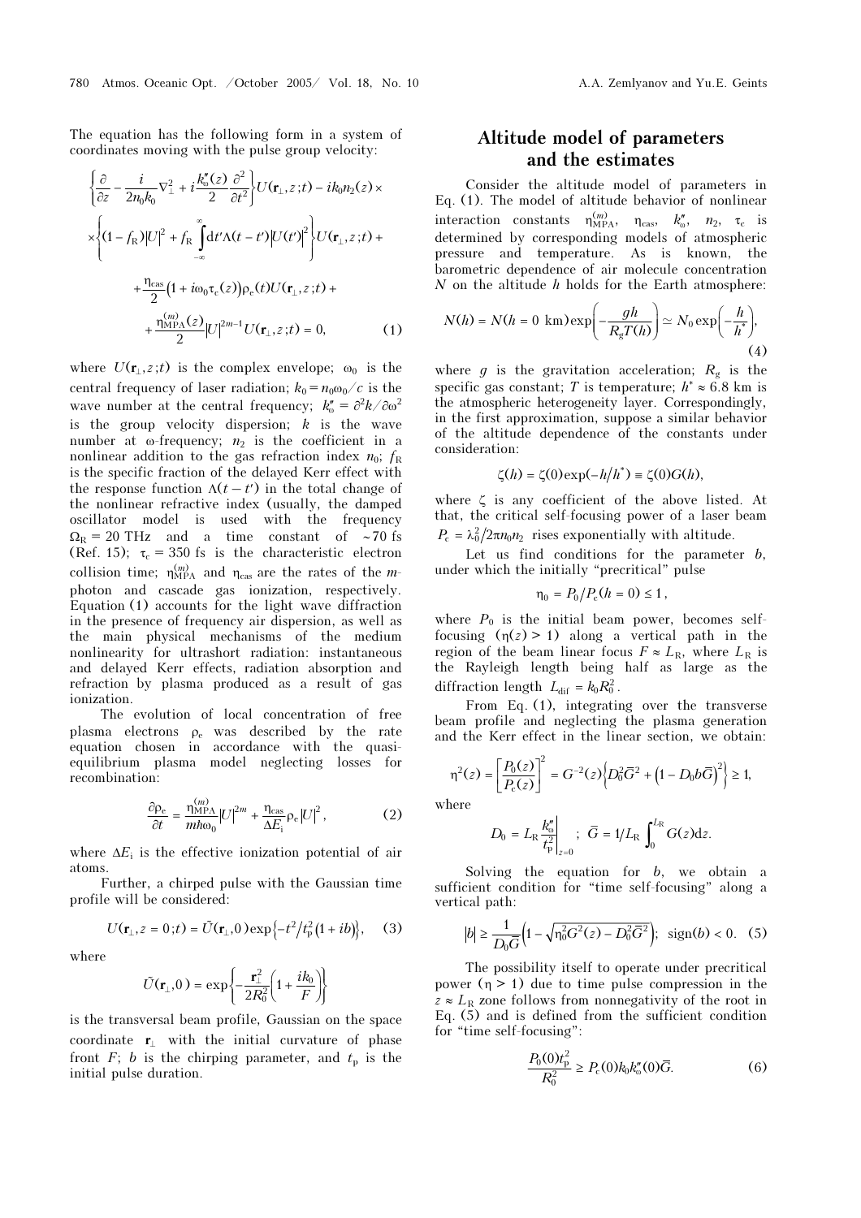The equation has the following form in a system of coordinates moving with the pulse group velocity:

$$\left\{\frac{\partial}{\partial z} - \frac{i}{2n_0k_0}\nabla_\perp^2 + i\frac{k''_\omega(z)}{2}\frac{\partial^2}{\partial t^2}\right\}U(\mathbf{r}_\perp, z; t) - ik_0n_2(z)\times$$
$$\times\left\{(1-f_{\mathrm{R}})|U|^2 + f_{\mathrm{R}}\int_{-\infty}^{\infty}\mathrm{d}t'\Lambda(t-t')|U(t')|^2\right\}U(\mathbf{r}_\perp, z; t) +$$
$$+\frac{\eta_{\mathrm{cas}}}{2}\left(1 + i\omega_0\tau_{\mathrm{c}}(z)\right)\rho_{\mathrm{e}}(t)U(\mathbf{r}_\perp, z; t) +$$
$$+\frac{\eta_{\mathrm{MPA}}^{(m)}(z)}{2}|U|^{2m-1}U(\mathbf{r}_\perp, z; t) = 0, \quad (1)$$

where $U(\mathbf{r}_\perp, z; t)$ is the complex envelope; $\omega_0$ is the central frequency of laser radiation; $k_0 = n_0\omega_0/c$ is the wave number at the central frequency; $k''_\omega = \partial^2 k/\partial\omega^2$ is the group velocity dispersion; $k$ is the wave number at $\omega$-frequency; $n_2$ is the coefficient in a nonlinear addition to the gas refraction index $n_0$; $f_{\mathrm{R}}$ is the specific fraction of the delayed Kerr effect with the response function $\Lambda(t - t')$ in the total change of the nonlinear refractive index (usually, the damped oscillator model is used with the frequency $\Omega_{\mathrm{R}} = 20$ THz and a time constant of ~70 fs (Ref. 15); $\tau_{\mathrm{c}} = 350$ fs is the characteristic electron collision time; $\eta_{\mathrm{MPA}}^{(m)}$ and $\eta_{\mathrm{cas}}$ are the rates of the $m$-photon and cascade gas ionization, respectively. Equation (1) accounts for the light wave diffraction in the presence of frequency air dispersion, as well as the main physical mechanisms of the medium nonlinearity for ultrashort radiation: instantaneous and delayed Kerr effects, radiation absorption and refraction by plasma produced as a result of gas ionization.

The evolution of local concentration of free plasma electrons $\rho_{\mathrm{e}}$ was described by the rate equation chosen in accordance with the quasi-equilibrium plasma model neglecting losses for recombination:

$$\frac{\partial\rho_{\mathrm{e}}}{\partial t} = \frac{\eta_{\mathrm{MPA}}^{(m)}}{m\hbar\omega_0}|U|^{2m} + \frac{\eta_{\mathrm{cas}}}{\Delta E_{\mathrm{i}}}\rho_{\mathrm{e}}|U|^2, \quad (2)$$

where $\Delta E_{\mathrm{i}}$ is the effective ionization potential of air atoms.

Further, a chirped pulse with the Gaussian time profile will be considered:

$$U(\mathbf{r}_\perp, z = 0; t) = \tilde{U}(\mathbf{r}_\perp, 0)\exp\left\{-t^2/t_{\mathrm{p}}^2(1 + ib)\right\}, \quad (3)$$

where

$$\tilde{U}(\mathbf{r}_\perp, 0) = \exp\left\{-\frac{\mathbf{r}_\perp^2}{2R_0^2}\left(1 + \frac{ik_0}{F}\right)\right\}$$

is the transversal beam profile, Gaussian on the space coordinate $\mathbf{r}_\perp$ with the initial curvature of phase front $F$; $b$ is the chirping parameter, and $t_{\mathrm{p}}$ is the initial pulse duration.

## Altitude model of parameters and the estimates

Consider the altitude model of parameters in Eq. (1). The model of altitude behavior of nonlinear interaction constants $\eta_{\mathrm{MPA}}^{(m)}$, $\eta_{\mathrm{cas}}$, $k''_\omega$, $n_2$, $\tau_{\mathrm{c}}$ is determined by corresponding models of atmospheric pressure and temperature. As is known, the barometric dependence of air molecule concentration $N$ on the altitude $h$ holds for the Earth atmosphere:

$$N(h) = N(h = 0\ \mathrm{km})\exp\left(-\frac{gh}{R_{\mathrm{g}}T(h)}\right) \simeq N_0\exp\left(-\frac{h}{h^*}\right), \quad (4)$$

where $g$ is the gravitation acceleration; $R_{\mathrm{g}}$ is the specific gas constant; $T$ is temperature; $h^* \approx 6.8$ km is the atmospheric heterogeneity layer. Correspondingly, in the first approximation, suppose a similar behavior of the altitude dependence of the constants under consideration:

$$\zeta(h) = \zeta(0)\exp(-h/h^*) \equiv \zeta(0)G(h),$$

where $\zeta$ is any coefficient of the above listed. At that, the critical self-focusing power of a laser beam $P_{\mathrm{c}} = \lambda_0^2/2\pi n_0n_2$ rises exponentially with altitude.

Let us find conditions for the parameter $b$, under which the initially "precritical" pulse

$$\eta_0 = P_0/P_{\mathrm{c}}(h = 0) \le 1,$$

where $P_0$ is the initial beam power, becomes self-focusing ($\eta(z) > 1$) along a vertical path in the region of the beam linear focus $F \approx L_{\mathrm{R}}$, where $L_{\mathrm{R}}$ is the Rayleigh length being half as large as the diffraction length $L_{\mathrm{dif}} = k_0R_0^2$.

From Eq. (1), integrating over the transverse beam profile and neglecting the plasma generation and the Kerr effect in the linear section, we obtain:

$$\eta^2(z) = \left[\frac{P_0(z)}{P_{\mathrm{c}}(z)}\right]^2 = G^{-2}(z)\left\{D_0^2\bar{G}^2 + \left(1 - D_0b\bar{G}\right)^2\right\} \ge 1,$$

where

$$D_0 = L_{\mathrm{R}}\left.\frac{k''_\omega}{t_{\mathrm{p}}^2}\right|_{z=0}; \quad \bar{G} = 1/L_{\mathrm{R}}\int_0^{L_{\mathrm{R}}}G(z)\mathrm{d}z.$$

Solving the equation for $b$, we obtain a sufficient condition for "time self-focusing" along a vertical path:

$$|b| \ge \frac{1}{D_0\bar{G}}\left(1 - \sqrt{\eta_0^2G^2(z) - D_0^2\bar{G}^2}\right); \ \mathrm{sign}(b) < 0. \quad (5)$$

The possibility itself to operate under precritical power ($\eta > 1$) due to time pulse compression in the $z \approx L_{\mathrm{R}}$ zone follows from nonnegativity of the root in Eq. (5) and is defined from the sufficient condition for "time self-focusing":

$$\frac{P_0(0)t_{\mathrm{p}}^2}{R_0^2} \ge P_{\mathrm{c}}(0)k_0k''_\omega(0)\bar{G}. \quad (6)$$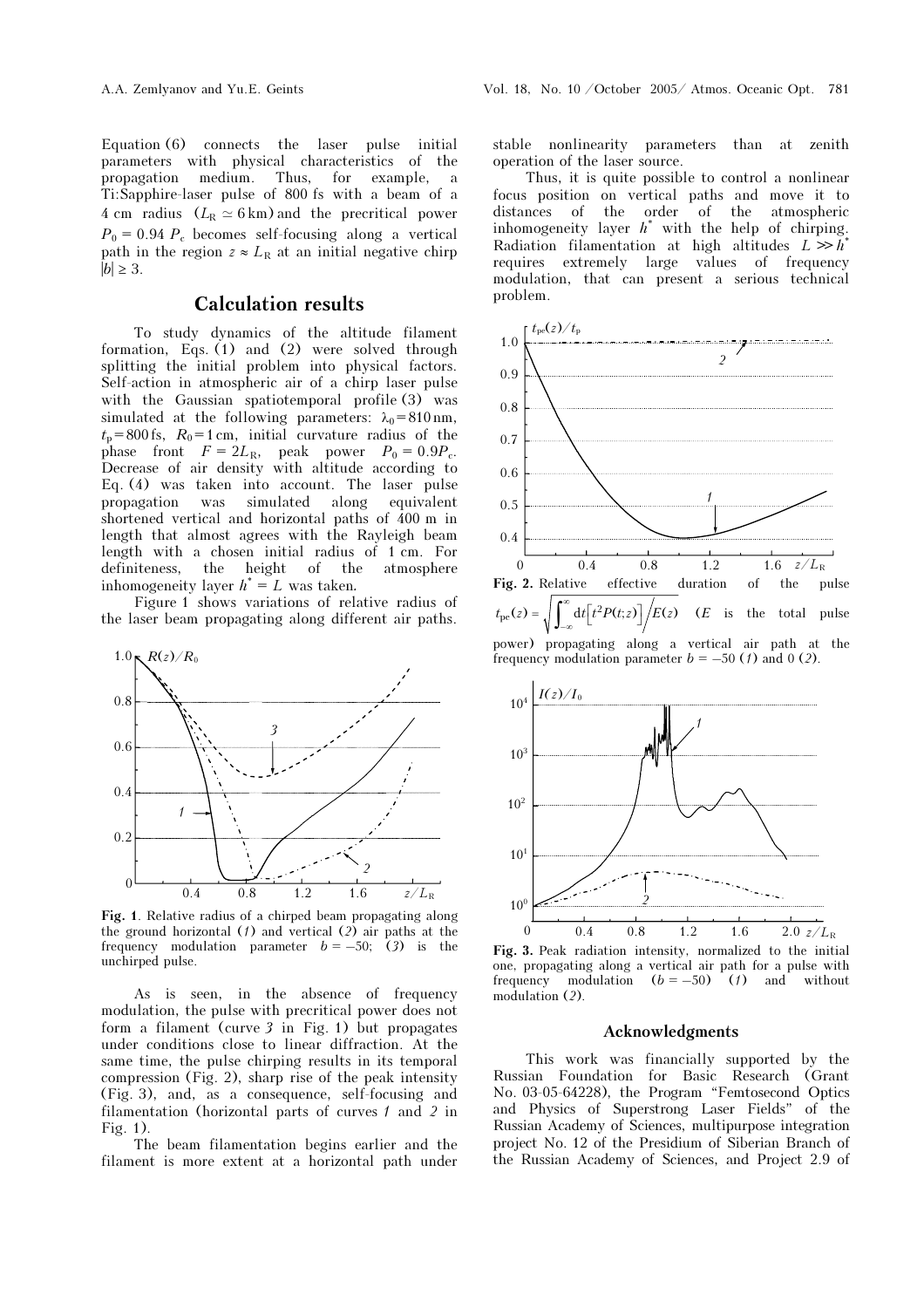Equation (6) connects the laser pulse initial parameters with physical characteristics of the propagation medium. Thus, for example, a Ti:Sapphire-laser pulse of 800 fs with a beam of a 4 cm radius ($L_R \simeq 6$ km) and the precritical power $P_0 = 0.94\ P_c$ becomes self-focusing along a vertical path in the region $z \approx L_R$ at an initial negative chirp $|b| \geq 3$.

## Calculation results

To study dynamics of the altitude filament formation, Eqs. (1) and (2) were solved through splitting the initial problem into physical factors. Self-action in atmospheric air of a chirp laser pulse with the Gaussian spatiotemporal profile (3) was simulated at the following parameters: $\lambda_0 = 810$ nm, $t_p = 800$ fs, $R_0 = 1$ cm, initial curvature radius of the phase front $F = 2L_R$, peak power $P_0 = 0.9P_c$. Decrease of air density with altitude according to Eq. (4) was taken into account. The laser pulse propagation was simulated along equivalent shortened vertical and horizontal paths of 400 m in length that almost agrees with the Rayleigh beam length with a chosen initial radius of 1 cm. For definiteness, the height of the atmosphere inhomogeneity layer $h^* = L$ was taken.

Figure 1 shows variations of relative radius of the laser beam propagating along different air paths.

**Fig. 1**. Relative radius of a chirped beam propagating along the ground horizontal (*1*) and vertical (*2*) air paths at the frequency modulation parameter $b = -50$; (*3*) is the unchirped pulse.

As is seen, in the absence of frequency modulation, the pulse with precritical power does not form a filament (curve *3* in Fig. 1) but propagates under conditions close to linear diffraction. At the same time, the pulse chirping results in its temporal compression (Fig. 2), sharp rise of the peak intensity (Fig. 3), and, as a consequence, self-focusing and filamentation (horizontal parts of curves *1* and *2* in Fig. 1).

The beam filamentation begins earlier and the filament is more extent at a horizontal path under stable nonlinearity parameters than at zenith operation of the laser source.

Thus, it is quite possible to control a nonlinear focus position on vertical paths and move it to distances of the order of the atmospheric inhomogeneity layer $h^*$ with the help of chirping. Radiation filamentation at high altitudes $L \gg h^*$ requires extremely large values of frequency modulation, that can present a serious technical problem.

**Fig. 2.** Relative effective duration of the pulse $t_{pe}(z) = \sqrt{\int_{-\infty}^{\infty} dt \left[t^2 P(t;z)\right] \Big/ E(z)}$ ($E$ is the total pulse power) propagating along a vertical air path at the frequency modulation parameter $b = -50$ (*1*) and 0 (*2*).

**Fig. 3.** Peak radiation intensity, normalized to the initial one, propagating along a vertical air path for a pulse with frequency modulation ($b = -50$) (*1*) and without modulation (*2*).

## Acknowledgments

This work was financially supported by the Russian Foundation for Basic Research (Grant No. 03-05-64228), the Program "Femtosecond Optics and Physics of Superstrong Laser Fields" of the Russian Academy of Sciences, multipurpose integration project No. 12 of the Presidium of Siberian Branch of the Russian Academy of Sciences, and Project 2.9 of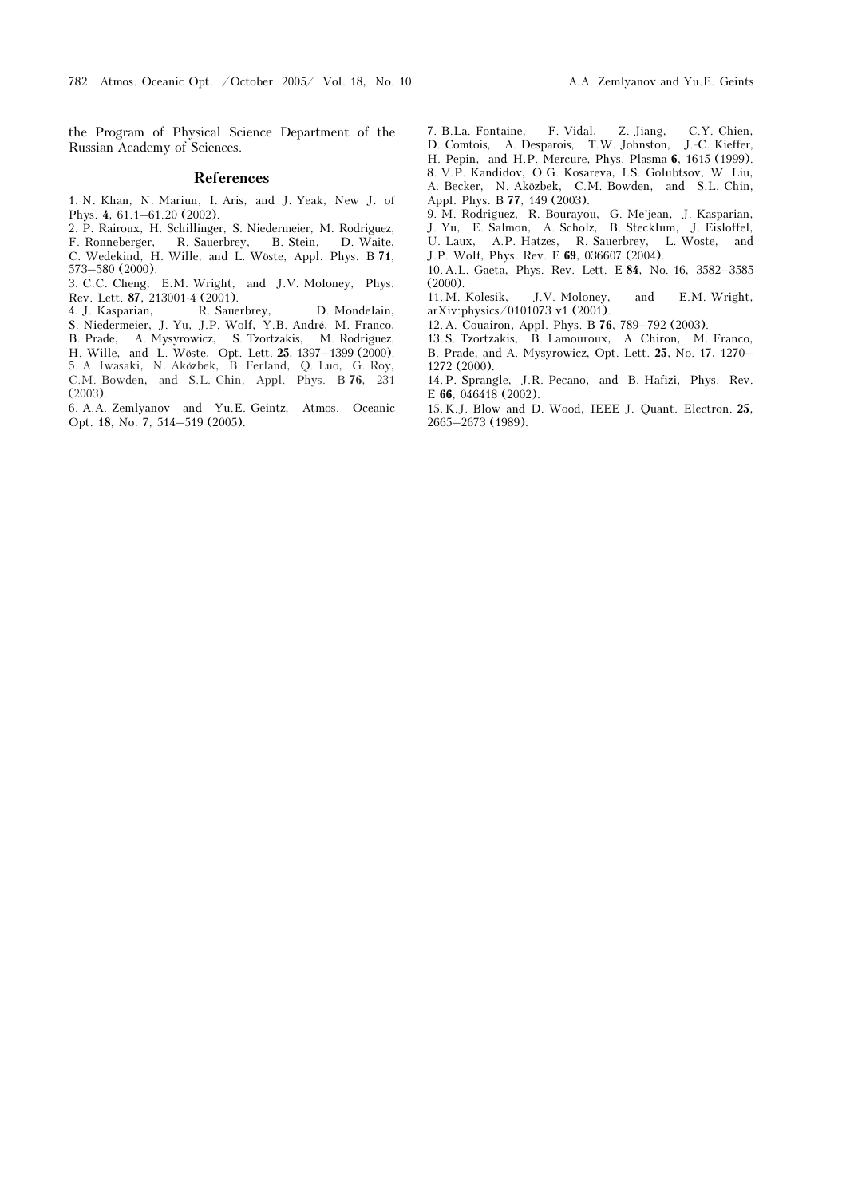the Program of Physical Science Department of the Russian Academy of Sciences.

## References

1. N. Khan, N. Mariun, I. Aris, and J. Yeak, New J. of Phys. **4**, 61.1–61.20 (2002).
2. P. Rairoux, H. Schillinger, S. Niedermeier, M. Rodriguez, F. Ronneberger, R. Sauerbrey, B. Stein, D. Waite, C. Wedekind, H. Wille, and L. Wöste, Appl. Phys. B **71**, 573–580 (2000).
3. C.C. Cheng, E.M. Wright, and J.V. Moloney, Phys. Rev. Lett. **87**, 213001-4 (2001).
4. J. Kasparian, R. Sauerbrey, D. Mondelain, S. Niedermeier, J. Yu, J.P. Wolf, Y.B. André, M. Franco, B. Prade, A. Mysyrowicz, S. Tzortzakis, M. Rodriguez, H. Wille, and L. Wöste, Opt. Lett. **25**, 1397–1399 (2000).
5. A. Iwasaki, N. Aközbek, B. Ferland, Q. Luo, G. Roy, C.M. Bowden, and S.L. Chin, Appl. Phys. B **76**, 231 (2003).
6. A.A. Zemlyanov and Yu.E. Geintz, Atmos. Oceanic Opt. **18**, No. 7, 514–519 (2005).
7. B.La. Fontaine, F. Vidal, Z. Jiang, C.Y. Chien, D. Comtois, A. Desparois, T.W. Johnston, J.-C. Kieffer, H. Pepin, and H.P. Mercure, Phys. Plasma **6**, 1615 (1999).
8. V.P. Kandidov, O.G. Kosareva, I.S. Golubtsov, W. Liu, A. Becker, N. Aközbek, C.M. Bowden, and S.L. Chin, Appl. Phys. B **77**, 149 (2003).
9. M. Rodriguez, R. Bourayou, G. Me'jean, J. Kasparian, J. Yu, E. Salmon, A. Scholz, B. Stecklum, J. Eisloffel, U. Laux, A.P. Hatzes, R. Sauerbrey, L. Woste, and J.P. Wolf, Phys. Rev. E **69**, 036607 (2004).
10. A.L. Gaeta, Phys. Rev. Lett. E **84**, No. 16, 3582–3585 (2000).
11. M. Kolesik, J.V. Moloney, and E.M. Wright, arXiv:physics/0101073 v1 (2001).
12. A. Couairon, Appl. Phys. B **76**, 789–792 (2003).
13. S. Tzortzakis, B. Lamouroux, A. Chiron, M. Franco, B. Prade, and A. Mysyrowicz, Opt. Lett. **25**, No. 17, 1270–1272 (2000).
14. P. Sprangle, J.R. Pecano, and B. Hafizi, Phys. Rev. E **66**, 046418 (2002).
15. K.J. Blow and D. Wood, IEEE J. Quant. Electron. **25**, 2665–2673 (1989).